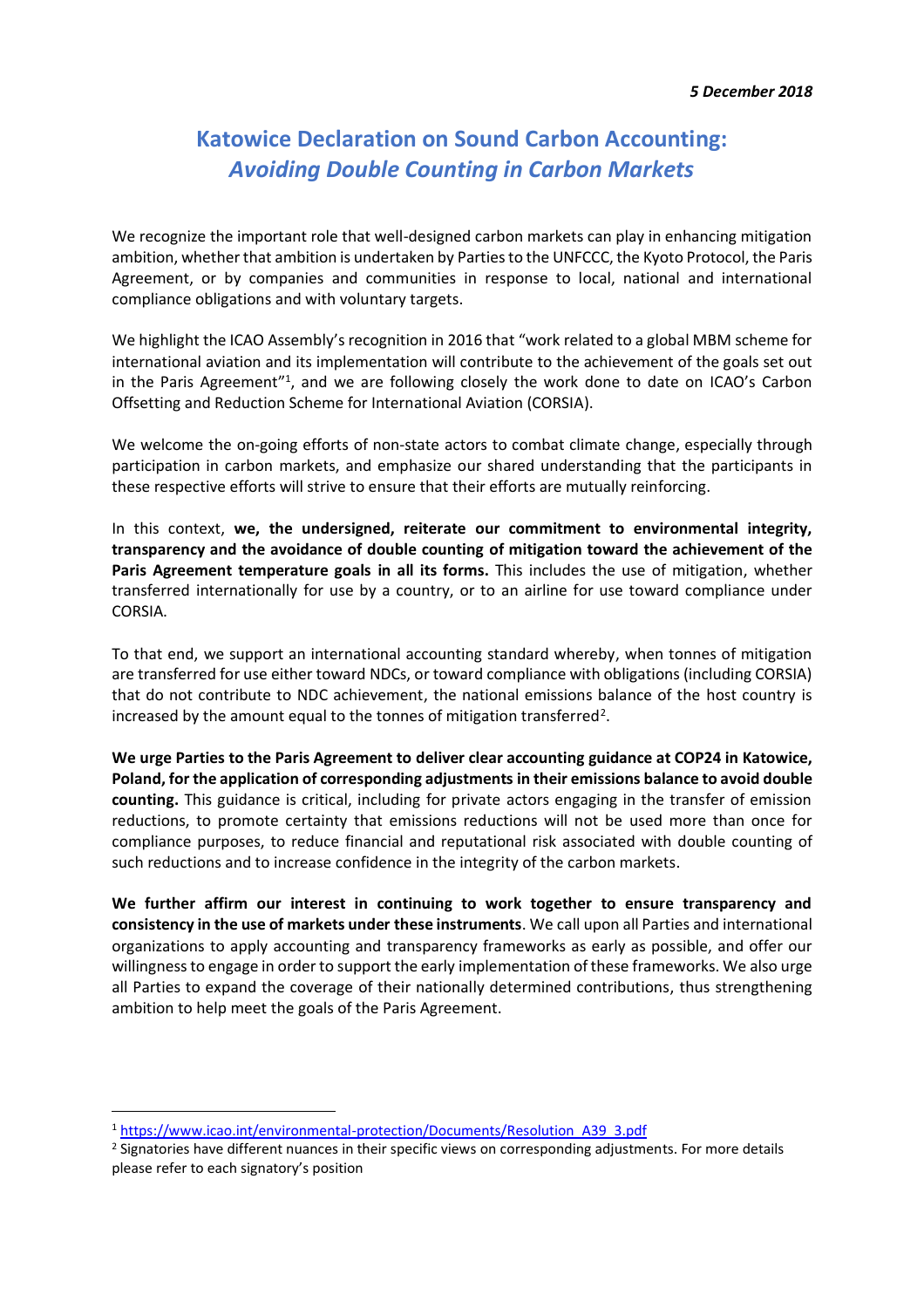*5 December 2018*

# Katowice Declaration on Sound Carbon Accounting: *Avoiding Double Counting in Carbon Markets*

We recognize the important role that well-designed carbon markets can play in enhancing mitigation ambition, whether that ambition is undertaken by Parties to the UNFCCC, the Kyoto Protocol, the Paris Agreement, or by companies and communities in response to local, national and international compliance obligations and with voluntary targets.

We highlight the ICAO Assembly's recognition in 2016 that "work related to a global MBM scheme for international aviation and its implementation will contribute to the achievement of the goals set out in the Paris Agreement"[1], and we are following closely the work done to date on ICAO's Carbon Offsetting and Reduction Scheme for International Aviation (CORSIA).

We welcome the on-going efforts of non-state actors to combat climate change, especially through participation in carbon markets, and emphasize our shared understanding that the participants in these respective efforts will strive to ensure that their efforts are mutually reinforcing.

In this context, **we, the undersigned, reiterate our commitment to environmental integrity, transparency and the avoidance of double counting of mitigation toward the achievement of the Paris Agreement temperature goals in all its forms.** This includes the use of mitigation, whether transferred internationally for use by a country, or to an airline for use toward compliance under CORSIA.

To that end, we support an international accounting standard whereby, when tonnes of mitigation are transferred for use either toward NDCs, or toward compliance with obligations (including CORSIA) that do not contribute to NDC achievement, the national emissions balance of the host country is increased by the amount equal to the tonnes of mitigation transferred[2].

**We urge Parties to the Paris Agreement to deliver clear accounting guidance at COP24 in Katowice, Poland, for the application of corresponding adjustments in their emissions balance to avoid double counting.** This guidance is critical, including for private actors engaging in the transfer of emission reductions, to promote certainty that emissions reductions will not be used more than once for compliance purposes, to reduce financial and reputational risk associated with double counting of such reductions and to increase confidence in the integrity of the carbon markets.

**We further affirm our interest in continuing to work together to ensure transparency and consistency in the use of markets under these instruments**. We call upon all Parties and international organizations to apply accounting and transparency frameworks as early as possible, and offer our willingness to engage in order to support the early implementation of these frameworks. We also urge all Parties to expand the coverage of their nationally determined contributions, thus strengthening ambition to help meet the goals of the Paris Agreement.

---

[1] https://www.icao.int/environmental-protection/Documents/Resolution_A39_3.pdf

[2] Signatories have different nuances in their specific views on corresponding adjustments. For more details please refer to each signatory's position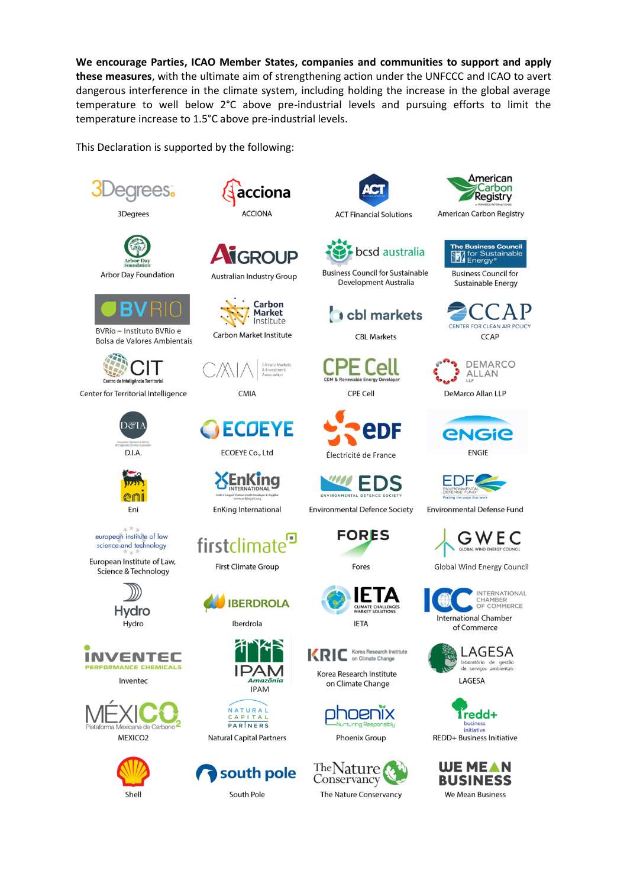**We encourage Parties, ICAO Member States, companies and communities to support and apply these measures**, with the ultimate aim of strengthening action under the UNFCCC and ICAO to avert dangerous interference in the climate system, including holding the increase in the global average temperature to well below 2°C above pre-industrial levels and pursuing efforts to limit the temperature increase to 1.5°C above pre-industrial levels.

This Declaration is supported by the following:

| | | | |
|---|---|---|---|
| 3Degrees | ACCIONA | ACT Financial Solutions | American Carbon Registry |
| Arbor Day Foundation | Australian Industry Group | Business Council for Sustainable Development Australia | Business Council for Sustainable Energy |
| BVRio – Instituto BVRio e Bolsa de Valores Ambientais | Carbon Market Institute | CBL Markets | CCAP |
| Center for Territorial Intelligence | CMIA | CPE Cell | DeMarco Allan LLP |
| D.I.A. | ECOEYE Co., Ltd | Électricité de France | ENGIE |
| Eni | EnKing International | Environmental Defence Society | Environmental Defense Fund |
| European Institute of Law, Science & Technology | First Climate Group | Fores | Global Wind Energy Council |
| Hydro | Iberdrola | IETA | International Chamber of Commerce |
| Inventec | IPAM | Korea Research Institute on Climate Change | LAGESA |
| MEXICO2 | Natural Capital Partners | Phoenix Group | REDD+ Business Initiative |
| Shell | South Pole | The Nature Conservancy | We Mean Business |